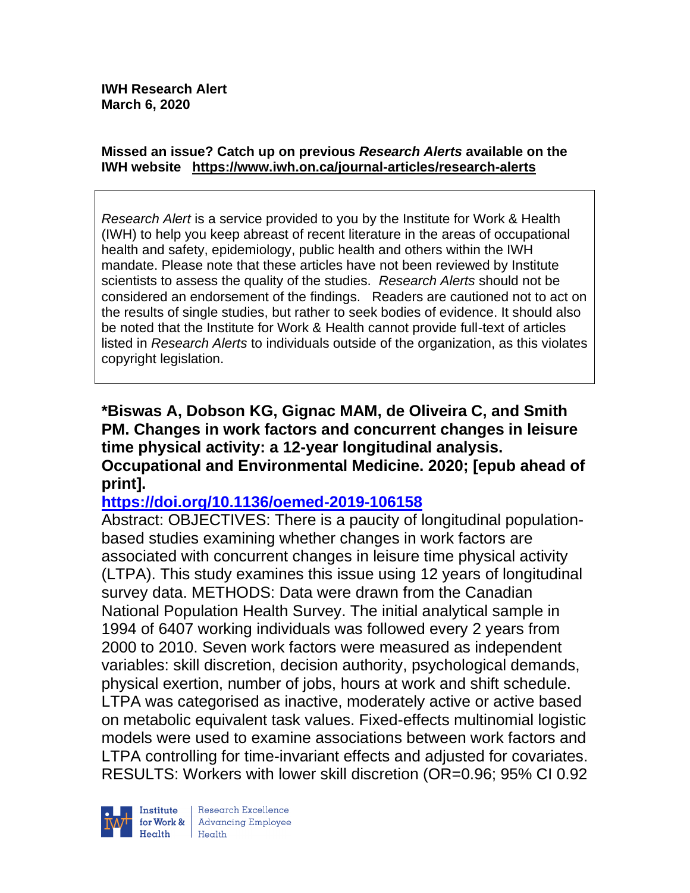**IWH Research Alert**
**March 6, 2020**

**Missed an issue? Catch up on previous *Research Alerts* available on the IWH website https://www.iwh.on.ca/journal-articles/research-alerts**

*Research Alert* is a service provided to you by the Institute for Work & Health (IWH) to help you keep abreast of recent literature in the areas of occupational health and safety, epidemiology, public health and others within the IWH mandate. Please note that these articles have not been reviewed by Institute scientists to assess the quality of the studies. *Research Alerts* should not be considered an endorsement of the findings. Readers are cautioned not to act on the results of single studies, but rather to seek bodies of evidence. It should also be noted that the Institute for Work & Health cannot provide full-text of articles listed in *Research Alerts* to individuals outside of the organization, as this violates copyright legislation.

**\*Biswas A, Dobson KG, Gignac MAM, de Oliveira C, and Smith PM. Changes in work factors and concurrent changes in leisure time physical activity: a 12-year longitudinal analysis. Occupational and Environmental Medicine. 2020; [epub ahead of print].**

**https://doi.org/10.1136/oemed-2019-106158**

Abstract: OBJECTIVES: There is a paucity of longitudinal population-based studies examining whether changes in work factors are associated with concurrent changes in leisure time physical activity (LTPA). This study examines this issue using 12 years of longitudinal survey data. METHODS: Data were drawn from the Canadian National Population Health Survey. The initial analytical sample in 1994 of 6407 working individuals was followed every 2 years from 2000 to 2010. Seven work factors were measured as independent variables: skill discretion, decision authority, psychological demands, physical exertion, number of jobs, hours at work and shift schedule. LTPA was categorised as inactive, moderately active or active based on metabolic equivalent task values. Fixed-effects multinomial logistic models were used to examine associations between work factors and LTPA controlling for time-invariant effects and adjusted for covariates. RESULTS: Workers with lower skill discretion (OR=0.96; 95% CI 0.92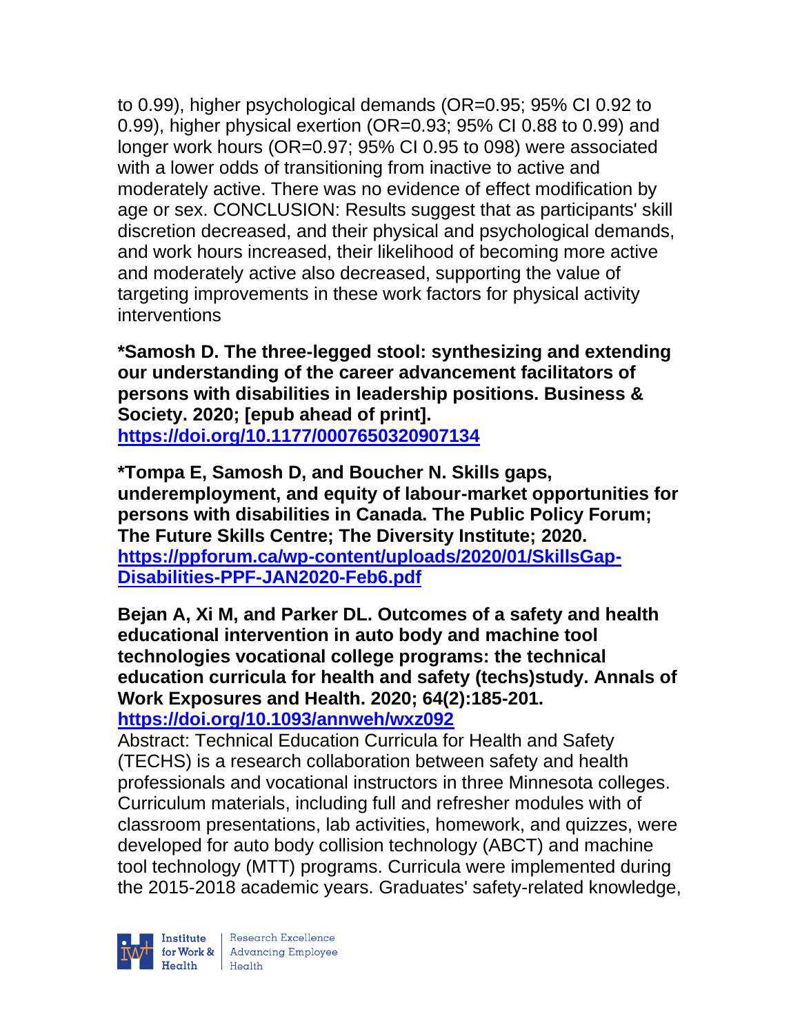to 0.99), higher psychological demands (OR=0.95; 95% CI 0.92 to 0.99), higher physical exertion (OR=0.93; 95% CI 0.88 to 0.99) and longer work hours (OR=0.97; 95% CI 0.95 to 098) were associated with a lower odds of transitioning from inactive to active and moderately active. There was no evidence of effect modification by age or sex. CONCLUSION: Results suggest that as participants' skill discretion decreased, and their physical and psychological demands, and work hours increased, their likelihood of becoming more active and moderately active also decreased, supporting the value of targeting improvements in these work factors for physical activity interventions

**\*Samosh D. The three-legged stool: synthesizing and extending our understanding of the career advancement facilitators of persons with disabilities in leadership positions. Business & Society. 2020; [epub ahead of print].**
**https://doi.org/10.1177/0007650320907134**

**\*Tompa E, Samosh D, and Boucher N. Skills gaps, underemployment, and equity of labour-market opportunities for persons with disabilities in Canada. The Public Policy Forum; The Future Skills Centre; The Diversity Institute; 2020.**
**https://ppforum.ca/wp-content/uploads/2020/01/SkillsGap-Disabilities-PPF-JAN2020-Feb6.pdf**

**Bejan A, Xi M, and Parker DL. Outcomes of a safety and health educational intervention in auto body and machine tool technologies vocational college programs: the technical education curricula for health and safety (techs)study. Annals of Work Exposures and Health. 2020; 64(2):185-201.**
**https://doi.org/10.1093/annweh/wxz092**

Abstract: Technical Education Curricula for Health and Safety (TECHS) is a research collaboration between safety and health professionals and vocational instructors in three Minnesota colleges. Curriculum materials, including full and refresher modules with of classroom presentations, lab activities, homework, and quizzes, were developed for auto body collision technology (ABCT) and machine tool technology (MTT) programs. Curricula were implemented during the 2015-2018 academic years. Graduates' safety-related knowledge,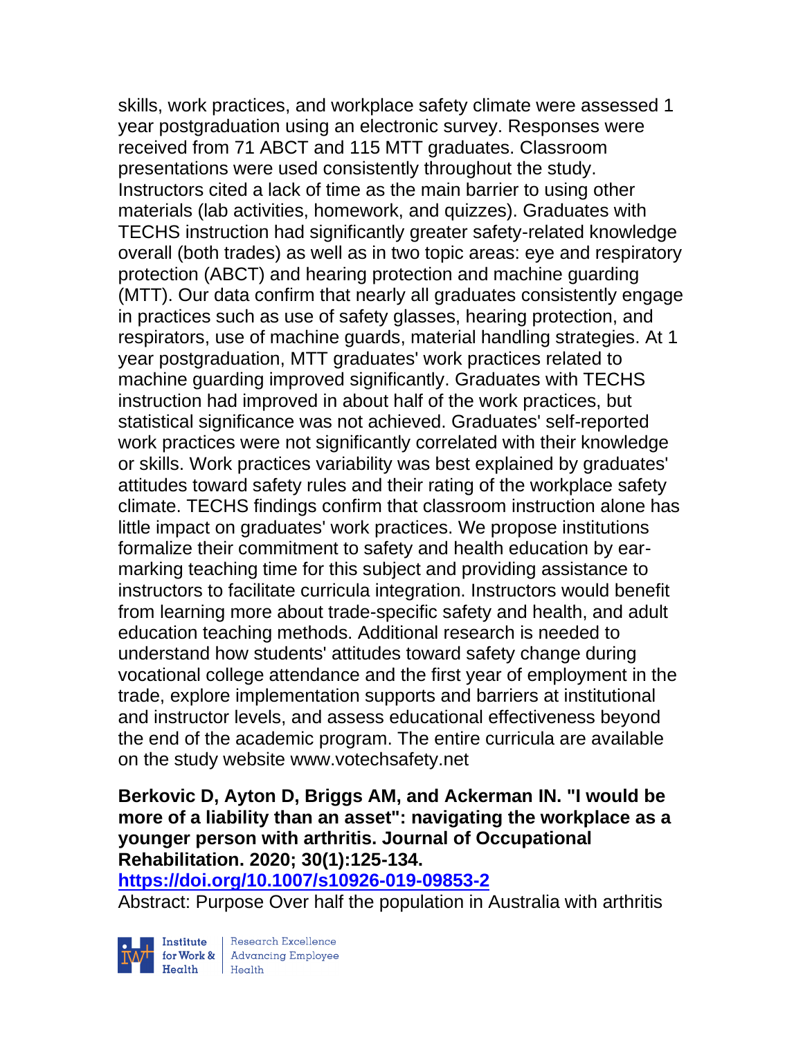skills, work practices, and workplace safety climate were assessed 1 year postgraduation using an electronic survey. Responses were received from 71 ABCT and 115 MTT graduates. Classroom presentations were used consistently throughout the study. Instructors cited a lack of time as the main barrier to using other materials (lab activities, homework, and quizzes). Graduates with TECHS instruction had significantly greater safety-related knowledge overall (both trades) as well as in two topic areas: eye and respiratory protection (ABCT) and hearing protection and machine guarding (MTT). Our data confirm that nearly all graduates consistently engage in practices such as use of safety glasses, hearing protection, and respirators, use of machine guards, material handling strategies. At 1 year postgraduation, MTT graduates' work practices related to machine guarding improved significantly. Graduates with TECHS instruction had improved in about half of the work practices, but statistical significance was not achieved. Graduates' self-reported work practices were not significantly correlated with their knowledge or skills. Work practices variability was best explained by graduates' attitudes toward safety rules and their rating of the workplace safety climate. TECHS findings confirm that classroom instruction alone has little impact on graduates' work practices. We propose institutions formalize their commitment to safety and health education by ear-marking teaching time for this subject and providing assistance to instructors to facilitate curricula integration. Instructors would benefit from learning more about trade-specific safety and health, and adult education teaching methods. Additional research is needed to understand how students' attitudes toward safety change during vocational college attendance and the first year of employment in the trade, explore implementation supports and barriers at institutional and instructor levels, and assess educational effectiveness beyond the end of the academic program. The entire curricula are available on the study website www.votechsafety.net

**Berkovic D, Ayton D, Briggs AM, and Ackerman IN. "I would be more of a liability than an asset": navigating the workplace as a younger person with arthritis. Journal of Occupational Rehabilitation. 2020; 30(1):125-134.**
**https://doi.org/10.1007/s10926-019-09853-2**
Abstract: Purpose Over half the population in Australia with arthritis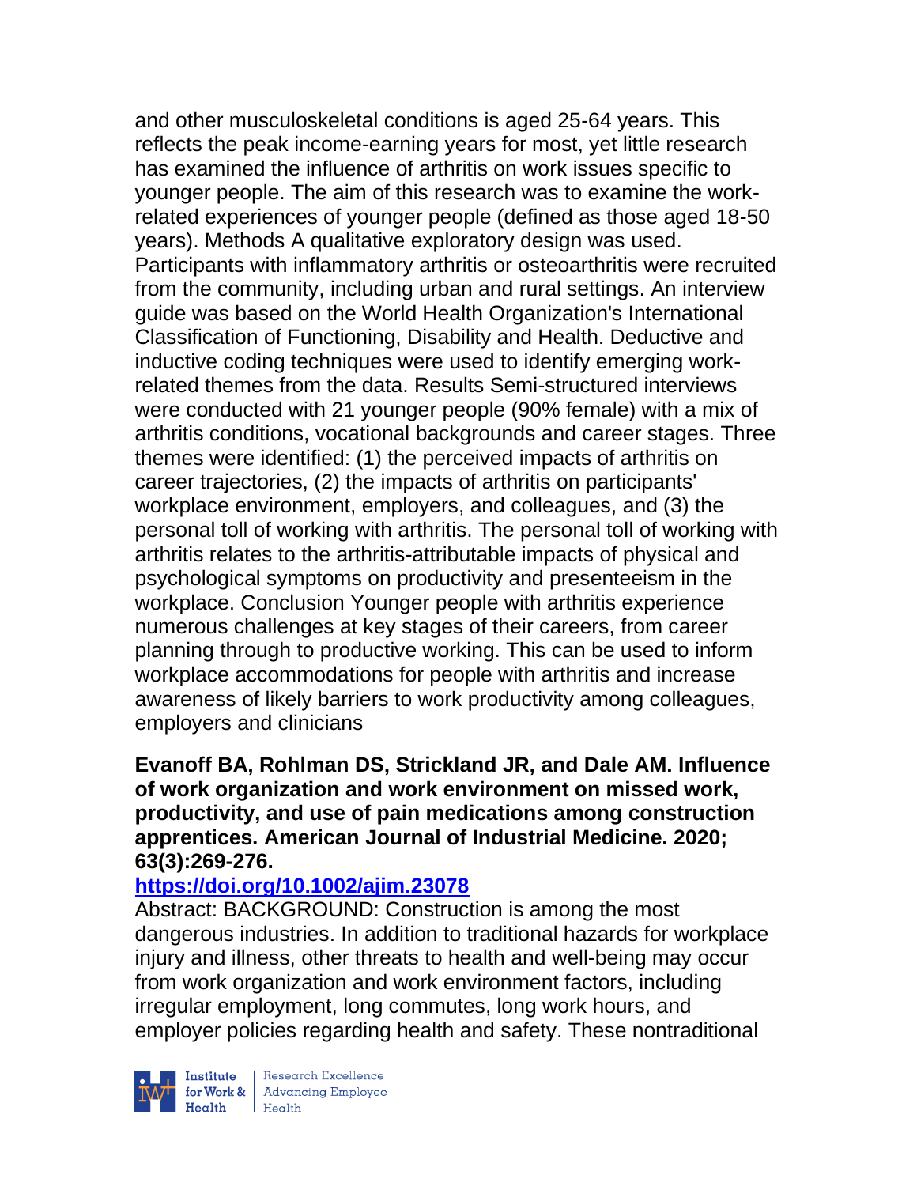and other musculoskeletal conditions is aged 25-64 years. This reflects the peak income-earning years for most, yet little research has examined the influence of arthritis on work issues specific to younger people. The aim of this research was to examine the work-related experiences of younger people (defined as those aged 18-50 years). Methods A qualitative exploratory design was used. Participants with inflammatory arthritis or osteoarthritis were recruited from the community, including urban and rural settings. An interview guide was based on the World Health Organization's International Classification of Functioning, Disability and Health. Deductive and inductive coding techniques were used to identify emerging work-related themes from the data. Results Semi-structured interviews were conducted with 21 younger people (90% female) with a mix of arthritis conditions, vocational backgrounds and career stages. Three themes were identified: (1) the perceived impacts of arthritis on career trajectories, (2) the impacts of arthritis on participants' workplace environment, employers, and colleagues, and (3) the personal toll of working with arthritis. The personal toll of working with arthritis relates to the arthritis-attributable impacts of physical and psychological symptoms on productivity and presenteeism in the workplace. Conclusion Younger people with arthritis experience numerous challenges at key stages of their careers, from career planning through to productive working. This can be used to inform workplace accommodations for people with arthritis and increase awareness of likely barriers to work productivity among colleagues, employers and clinicians

**Evanoff BA, Rohlman DS, Strickland JR, and Dale AM. Influence of work organization and work environment on missed work, productivity, and use of pain medications among construction apprentices. American Journal of Industrial Medicine. 2020; 63(3):269-276.**

**https://doi.org/10.1002/ajim.23078**

Abstract: BACKGROUND: Construction is among the most dangerous industries. In addition to traditional hazards for workplace injury and illness, other threats to health and well-being may occur from work organization and work environment factors, including irregular employment, long commutes, long work hours, and employer policies regarding health and safety. These nontraditional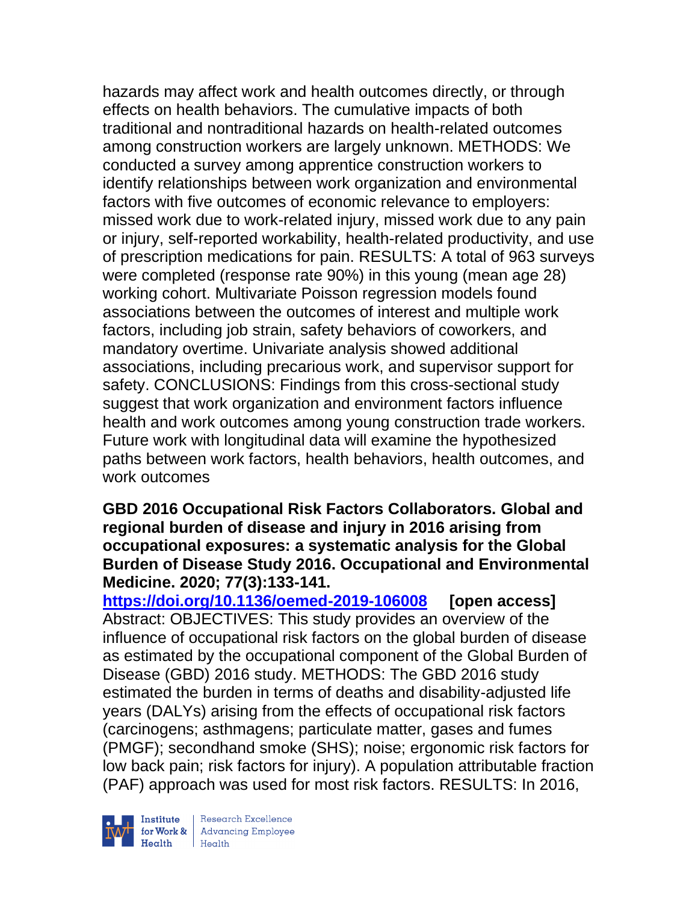hazards may affect work and health outcomes directly, or through effects on health behaviors. The cumulative impacts of both traditional and nontraditional hazards on health-related outcomes among construction workers are largely unknown. METHODS: We conducted a survey among apprentice construction workers to identify relationships between work organization and environmental factors with five outcomes of economic relevance to employers: missed work due to work-related injury, missed work due to any pain or injury, self-reported workability, health-related productivity, and use of prescription medications for pain. RESULTS: A total of 963 surveys were completed (response rate 90%) in this young (mean age 28) working cohort. Multivariate Poisson regression models found associations between the outcomes of interest and multiple work factors, including job strain, safety behaviors of coworkers, and mandatory overtime. Univariate analysis showed additional associations, including precarious work, and supervisor support for safety. CONCLUSIONS: Findings from this cross-sectional study suggest that work organization and environment factors influence health and work outcomes among young construction trade workers. Future work with longitudinal data will examine the hypothesized paths between work factors, health behaviors, health outcomes, and work outcomes

**GBD 2016 Occupational Risk Factors Collaborators. Global and regional burden of disease and injury in 2016 arising from occupational exposures: a systematic analysis for the Global Burden of Disease Study 2016. Occupational and Environmental Medicine. 2020; 77(3):133-141.**

**https://doi.org/10.1136/oemed-2019-106008** **[open access]**

Abstract: OBJECTIVES: This study provides an overview of the influence of occupational risk factors on the global burden of disease as estimated by the occupational component of the Global Burden of Disease (GBD) 2016 study. METHODS: The GBD 2016 study estimated the burden in terms of deaths and disability-adjusted life years (DALYs) arising from the effects of occupational risk factors (carcinogens; asthmagens; particulate matter, gases and fumes (PMGF); secondhand smoke (SHS); noise; ergonomic risk factors for low back pain; risk factors for injury). A population attributable fraction (PAF) approach was used for most risk factors. RESULTS: In 2016,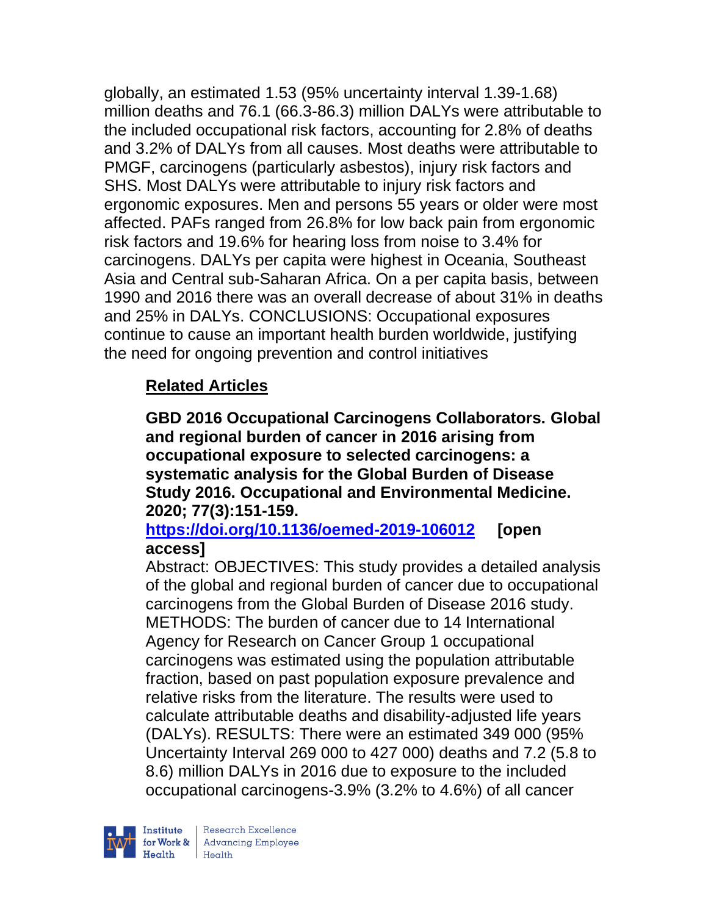globally, an estimated 1.53 (95% uncertainty interval 1.39-1.68) million deaths and 76.1 (66.3-86.3) million DALYs were attributable to the included occupational risk factors, accounting for 2.8% of deaths and 3.2% of DALYs from all causes. Most deaths were attributable to PMGF, carcinogens (particularly asbestos), injury risk factors and SHS. Most DALYs were attributable to injury risk factors and ergonomic exposures. Men and persons 55 years or older were most affected. PAFs ranged from 26.8% for low back pain from ergonomic risk factors and 19.6% for hearing loss from noise to 3.4% for carcinogens. DALYs per capita were highest in Oceania, Southeast Asia and Central sub-Saharan Africa. On a per capita basis, between 1990 and 2016 there was an overall decrease of about 31% in deaths and 25% in DALYs. CONCLUSIONS: Occupational exposures continue to cause an important health burden worldwide, justifying the need for ongoing prevention and control initiatives

## Related Articles

**GBD 2016 Occupational Carcinogens Collaborators. Global and regional burden of cancer in 2016 arising from occupational exposure to selected carcinogens: a systematic analysis for the Global Burden of Disease Study 2016. Occupational and Environmental Medicine. 2020; 77(3):151-159.**
**https://doi.org/10.1136/oemed-2019-106012 [open access]**
Abstract: OBJECTIVES: This study provides a detailed analysis of the global and regional burden of cancer due to occupational carcinogens from the Global Burden of Disease 2016 study. METHODS: The burden of cancer due to 14 International Agency for Research on Cancer Group 1 occupational carcinogens was estimated using the population attributable fraction, based on past population exposure prevalence and relative risks from the literature. The results were used to calculate attributable deaths and disability-adjusted life years (DALYs). RESULTS: There were an estimated 349 000 (95% Uncertainty Interval 269 000 to 427 000) deaths and 7.2 (5.8 to 8.6) million DALYs in 2016 due to exposure to the included occupational carcinogens-3.9% (3.2% to 4.6%) of all cancer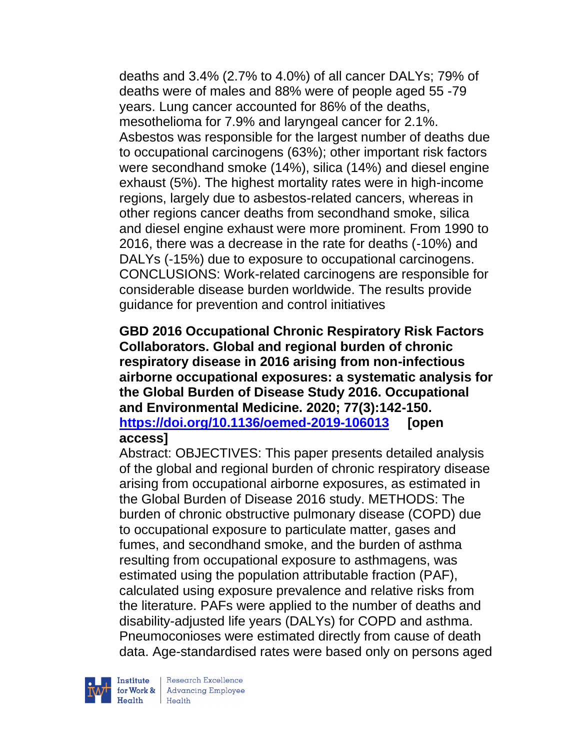deaths and 3.4% (2.7% to 4.0%) of all cancer DALYs; 79% of deaths were of males and 88% were of people aged 55 -79 years. Lung cancer accounted for 86% of the deaths, mesothelioma for 7.9% and laryngeal cancer for 2.1%. Asbestos was responsible for the largest number of deaths due to occupational carcinogens (63%); other important risk factors were secondhand smoke (14%), silica (14%) and diesel engine exhaust (5%). The highest mortality rates were in high-income regions, largely due to asbestos-related cancers, whereas in other regions cancer deaths from secondhand smoke, silica and diesel engine exhaust were more prominent. From 1990 to 2016, there was a decrease in the rate for deaths (-10%) and DALYs (-15%) due to exposure to occupational carcinogens. CONCLUSIONS: Work-related carcinogens are responsible for considerable disease burden worldwide. The results provide guidance for prevention and control initiatives

**GBD 2016 Occupational Chronic Respiratory Risk Factors Collaborators. Global and regional burden of chronic respiratory disease in 2016 arising from non-infectious airborne occupational exposures: a systematic analysis for the Global Burden of Disease Study 2016. Occupational and Environmental Medicine. 2020; 77(3):142-150. https://doi.org/10.1136/oemed-2019-106013 [open access]**

Abstract: OBJECTIVES: This paper presents detailed analysis of the global and regional burden of chronic respiratory disease arising from occupational airborne exposures, as estimated in the Global Burden of Disease 2016 study. METHODS: The burden of chronic obstructive pulmonary disease (COPD) due to occupational exposure to particulate matter, gases and fumes, and secondhand smoke, and the burden of asthma resulting from occupational exposure to asthmagens, was estimated using the population attributable fraction (PAF), calculated using exposure prevalence and relative risks from the literature. PAFs were applied to the number of deaths and disability-adjusted life years (DALYs) for COPD and asthma. Pneumoconioses were estimated directly from cause of death data. Age-standardised rates were based only on persons aged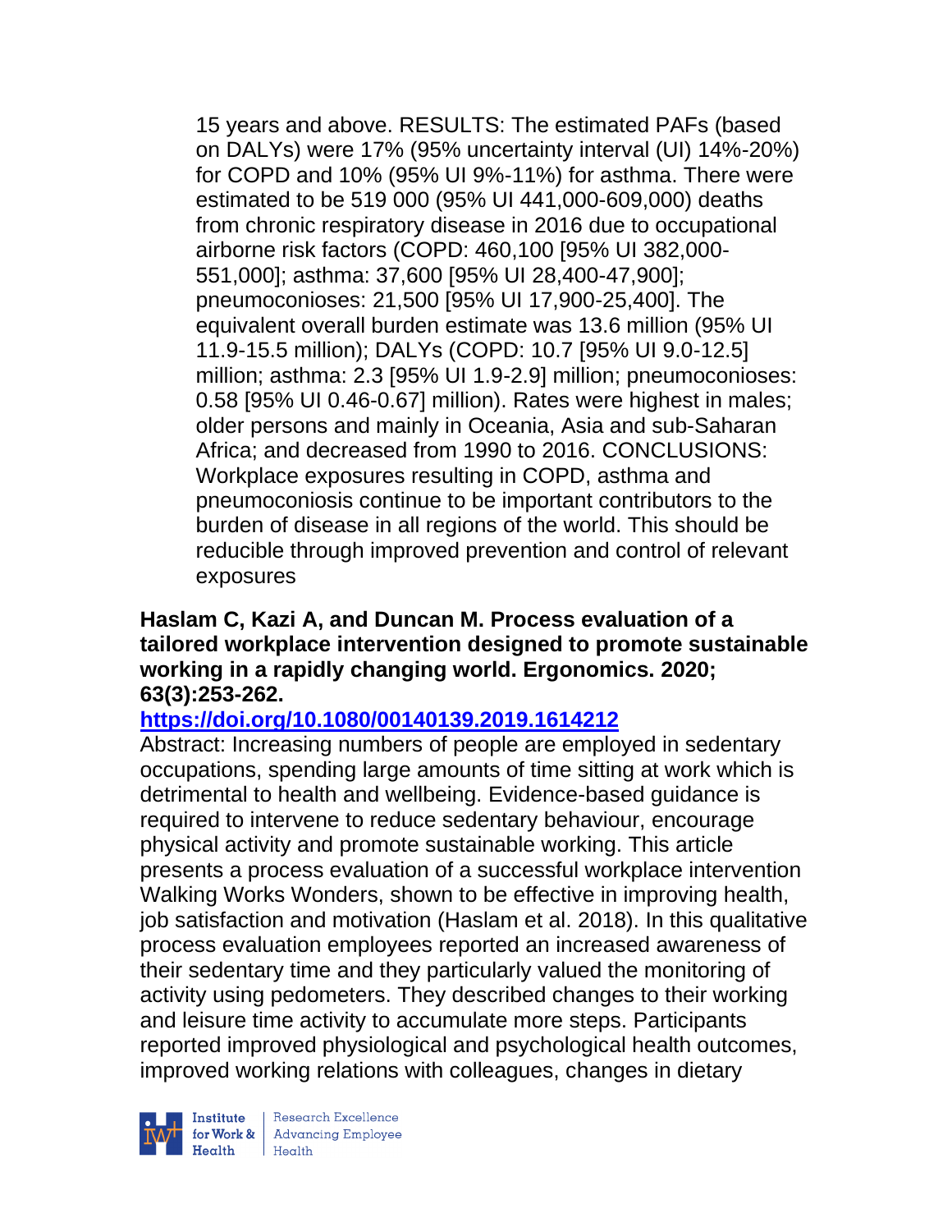15 years and above. RESULTS: The estimated PAFs (based on DALYs) were 17% (95% uncertainty interval (UI) 14%-20%) for COPD and 10% (95% UI 9%-11%) for asthma. There were estimated to be 519 000 (95% UI 441,000-609,000) deaths from chronic respiratory disease in 2016 due to occupational airborne risk factors (COPD: 460,100 [95% UI 382,000-551,000]; asthma: 37,600 [95% UI 28,400-47,900]; pneumoconioses: 21,500 [95% UI 17,900-25,400]. The equivalent overall burden estimate was 13.6 million (95% UI 11.9-15.5 million); DALYs (COPD: 10.7 [95% UI 9.0-12.5] million; asthma: 2.3 [95% UI 1.9-2.9] million; pneumoconioses: 0.58 [95% UI 0.46-0.67] million). Rates were highest in males; older persons and mainly in Oceania, Asia and sub-Saharan Africa; and decreased from 1990 to 2016. CONCLUSIONS: Workplace exposures resulting in COPD, asthma and pneumoconiosis continue to be important contributors to the burden of disease in all regions of the world. This should be reducible through improved prevention and control of relevant exposures

**Haslam C, Kazi A, and Duncan M. Process evaluation of a tailored workplace intervention designed to promote sustainable working in a rapidly changing world. Ergonomics. 2020; 63(3):253-262.**

**https://doi.org/10.1080/00140139.2019.1614212**

Abstract: Increasing numbers of people are employed in sedentary occupations, spending large amounts of time sitting at work which is detrimental to health and wellbeing. Evidence-based guidance is required to intervene to reduce sedentary behaviour, encourage physical activity and promote sustainable working. This article presents a process evaluation of a successful workplace intervention Walking Works Wonders, shown to be effective in improving health, job satisfaction and motivation (Haslam et al. 2018). In this qualitative process evaluation employees reported an increased awareness of their sedentary time and they particularly valued the monitoring of activity using pedometers. They described changes to their working and leisure time activity to accumulate more steps. Participants reported improved physiological and psychological health outcomes, improved working relations with colleagues, changes in dietary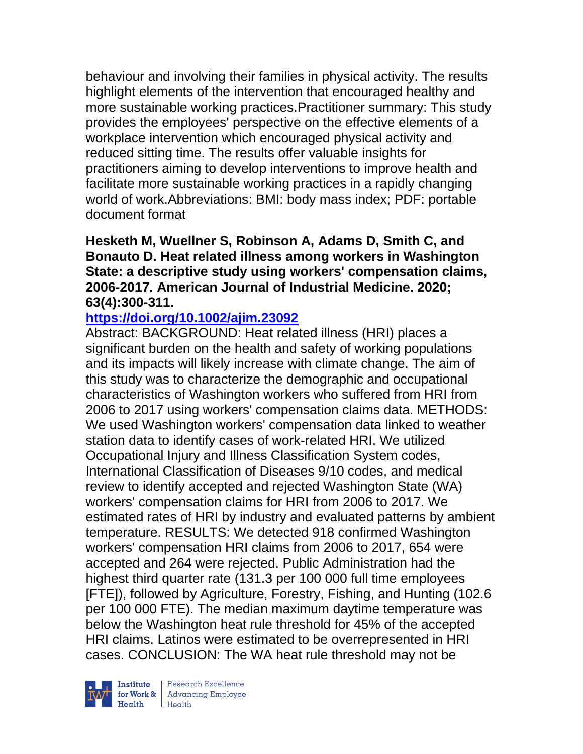behaviour and involving their families in physical activity. The results highlight elements of the intervention that encouraged healthy and more sustainable working practices.Practitioner summary: This study provides the employees' perspective on the effective elements of a workplace intervention which encouraged physical activity and reduced sitting time. The results offer valuable insights for practitioners aiming to develop interventions to improve health and facilitate more sustainable working practices in a rapidly changing world of work.Abbreviations: BMI: body mass index; PDF: portable document format

**Hesketh M, Wuellner S, Robinson A, Adams D, Smith C, and Bonauto D. Heat related illness among workers in Washington State: a descriptive study using workers' compensation claims, 2006-2017. American Journal of Industrial Medicine. 2020; 63(4):300-311.**

**https://doi.org/10.1002/ajim.23092**

Abstract: BACKGROUND: Heat related illness (HRI) places a significant burden on the health and safety of working populations and its impacts will likely increase with climate change. The aim of this study was to characterize the demographic and occupational characteristics of Washington workers who suffered from HRI from 2006 to 2017 using workers' compensation claims data. METHODS: We used Washington workers' compensation data linked to weather station data to identify cases of work-related HRI. We utilized Occupational Injury and Illness Classification System codes, International Classification of Diseases 9/10 codes, and medical review to identify accepted and rejected Washington State (WA) workers' compensation claims for HRI from 2006 to 2017. We estimated rates of HRI by industry and evaluated patterns by ambient temperature. RESULTS: We detected 918 confirmed Washington workers' compensation HRI claims from 2006 to 2017, 654 were accepted and 264 were rejected. Public Administration had the highest third quarter rate (131.3 per 100 000 full time employees [FTE]), followed by Agriculture, Forestry, Fishing, and Hunting (102.6 per 100 000 FTE). The median maximum daytime temperature was below the Washington heat rule threshold for 45% of the accepted HRI claims. Latinos were estimated to be overrepresented in HRI cases. CONCLUSION: The WA heat rule threshold may not be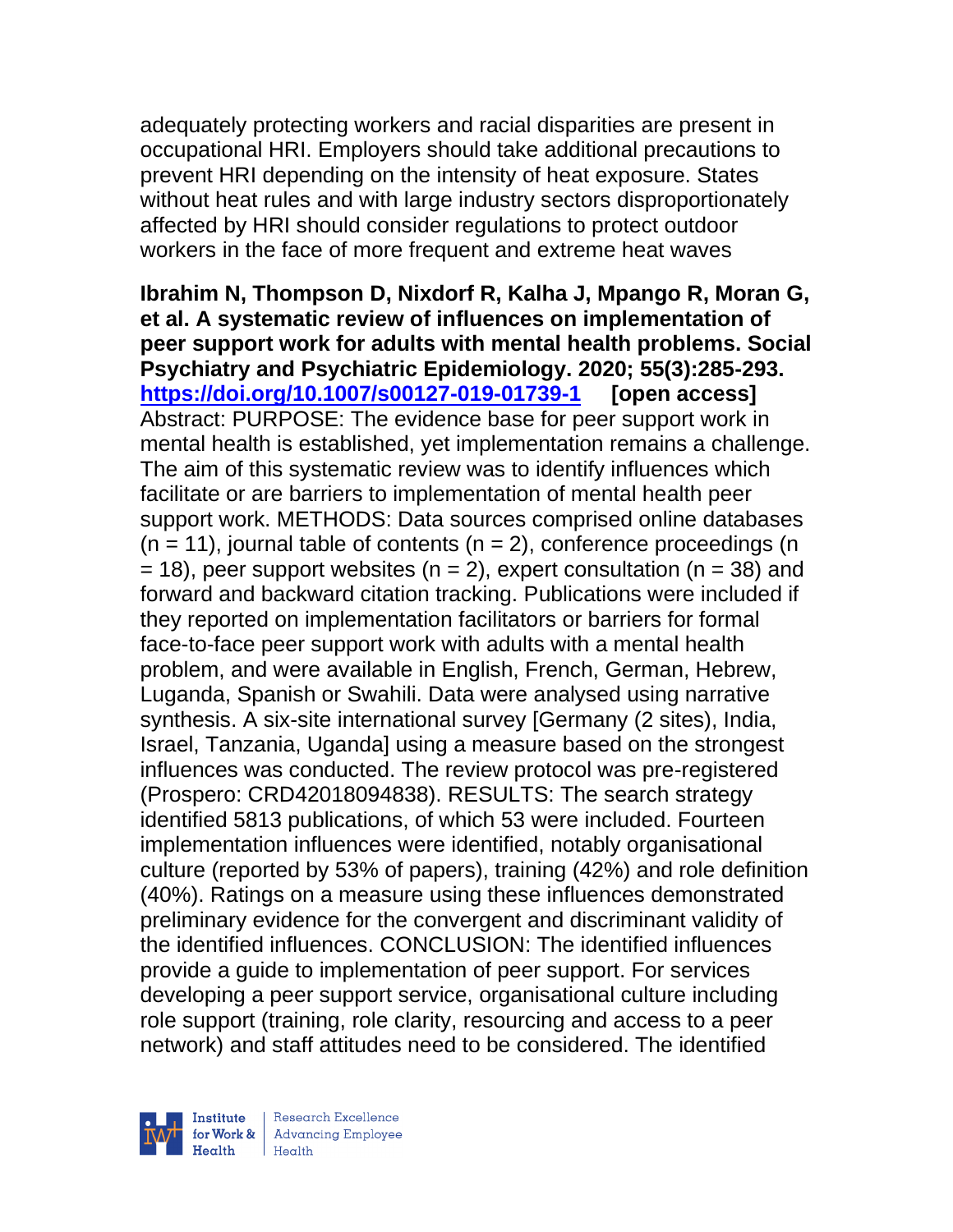adequately protecting workers and racial disparities are present in occupational HRI. Employers should take additional precautions to prevent HRI depending on the intensity of heat exposure. States without heat rules and with large industry sectors disproportionately affected by HRI should consider regulations to protect outdoor workers in the face of more frequent and extreme heat waves

**Ibrahim N, Thompson D, Nixdorf R, Kalha J, Mpango R, Moran G, et al. A systematic review of influences on implementation of peer support work for adults with mental health problems. Social Psychiatry and Psychiatric Epidemiology. 2020; 55(3):285-293. https://doi.org/10.1007/s00127-019-01739-1 [open access]**
Abstract: PURPOSE: The evidence base for peer support work in mental health is established, yet implementation remains a challenge. The aim of this systematic review was to identify influences which facilitate or are barriers to implementation of mental health peer support work. METHODS: Data sources comprised online databases (n = 11), journal table of contents (n = 2), conference proceedings (n = 18), peer support websites (n = 2), expert consultation (n = 38) and forward and backward citation tracking. Publications were included if they reported on implementation facilitators or barriers for formal face-to-face peer support work with adults with a mental health problem, and were available in English, French, German, Hebrew, Luganda, Spanish or Swahili. Data were analysed using narrative synthesis. A six-site international survey [Germany (2 sites), India, Israel, Tanzania, Uganda] using a measure based on the strongest influences was conducted. The review protocol was pre-registered (Prospero: CRD42018094838). RESULTS: The search strategy identified 5813 publications, of which 53 were included. Fourteen implementation influences were identified, notably organisational culture (reported by 53% of papers), training (42%) and role definition (40%). Ratings on a measure using these influences demonstrated preliminary evidence for the convergent and discriminant validity of the identified influences. CONCLUSION: The identified influences provide a guide to implementation of peer support. For services developing a peer support service, organisational culture including role support (training, role clarity, resourcing and access to a peer network) and staff attitudes need to be considered. The identified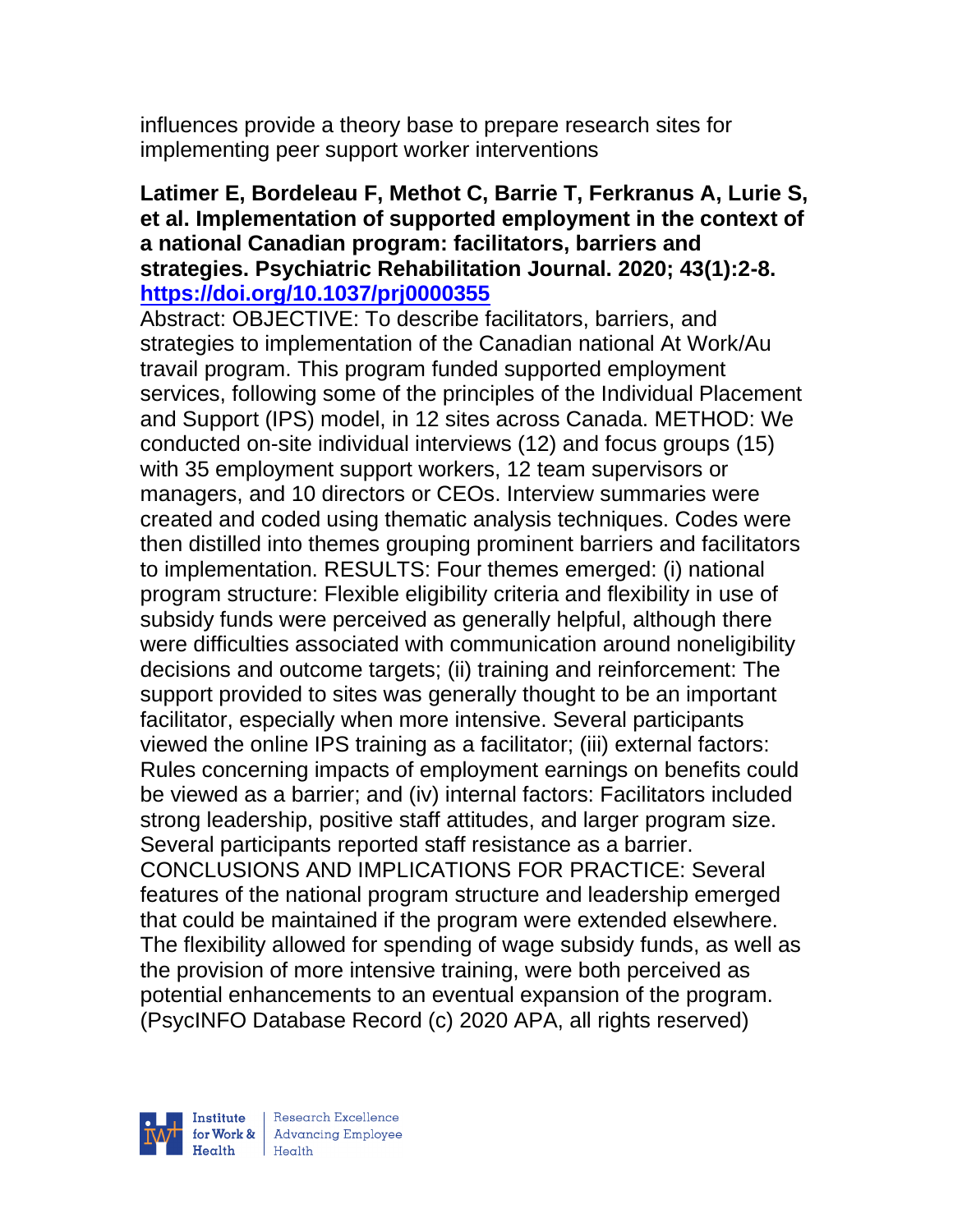influences provide a theory base to prepare research sites for implementing peer support worker interventions

**Latimer E, Bordeleau F, Methot C, Barrie T, Ferkranus A, Lurie S, et al. Implementation of supported employment in the context of a national Canadian program: facilitators, barriers and strategies. Psychiatric Rehabilitation Journal. 2020; 43(1):2-8. https://doi.org/10.1037/prj0000355**

Abstract: OBJECTIVE: To describe facilitators, barriers, and strategies to implementation of the Canadian national At Work/Au travail program. This program funded supported employment services, following some of the principles of the Individual Placement and Support (IPS) model, in 12 sites across Canada. METHOD: We conducted on-site individual interviews (12) and focus groups (15) with 35 employment support workers, 12 team supervisors or managers, and 10 directors or CEOs. Interview summaries were created and coded using thematic analysis techniques. Codes were then distilled into themes grouping prominent barriers and facilitators to implementation. RESULTS: Four themes emerged: (i) national program structure: Flexible eligibility criteria and flexibility in use of subsidy funds were perceived as generally helpful, although there were difficulties associated with communication around noneligibility decisions and outcome targets; (ii) training and reinforcement: The support provided to sites was generally thought to be an important facilitator, especially when more intensive. Several participants viewed the online IPS training as a facilitator; (iii) external factors: Rules concerning impacts of employment earnings on benefits could be viewed as a barrier; and (iv) internal factors: Facilitators included strong leadership, positive staff attitudes, and larger program size. Several participants reported staff resistance as a barrier. CONCLUSIONS AND IMPLICATIONS FOR PRACTICE: Several features of the national program structure and leadership emerged that could be maintained if the program were extended elsewhere. The flexibility allowed for spending of wage subsidy funds, as well as the provision of more intensive training, were both perceived as potential enhancements to an eventual expansion of the program. (PsycINFO Database Record (c) 2020 APA, all rights reserved)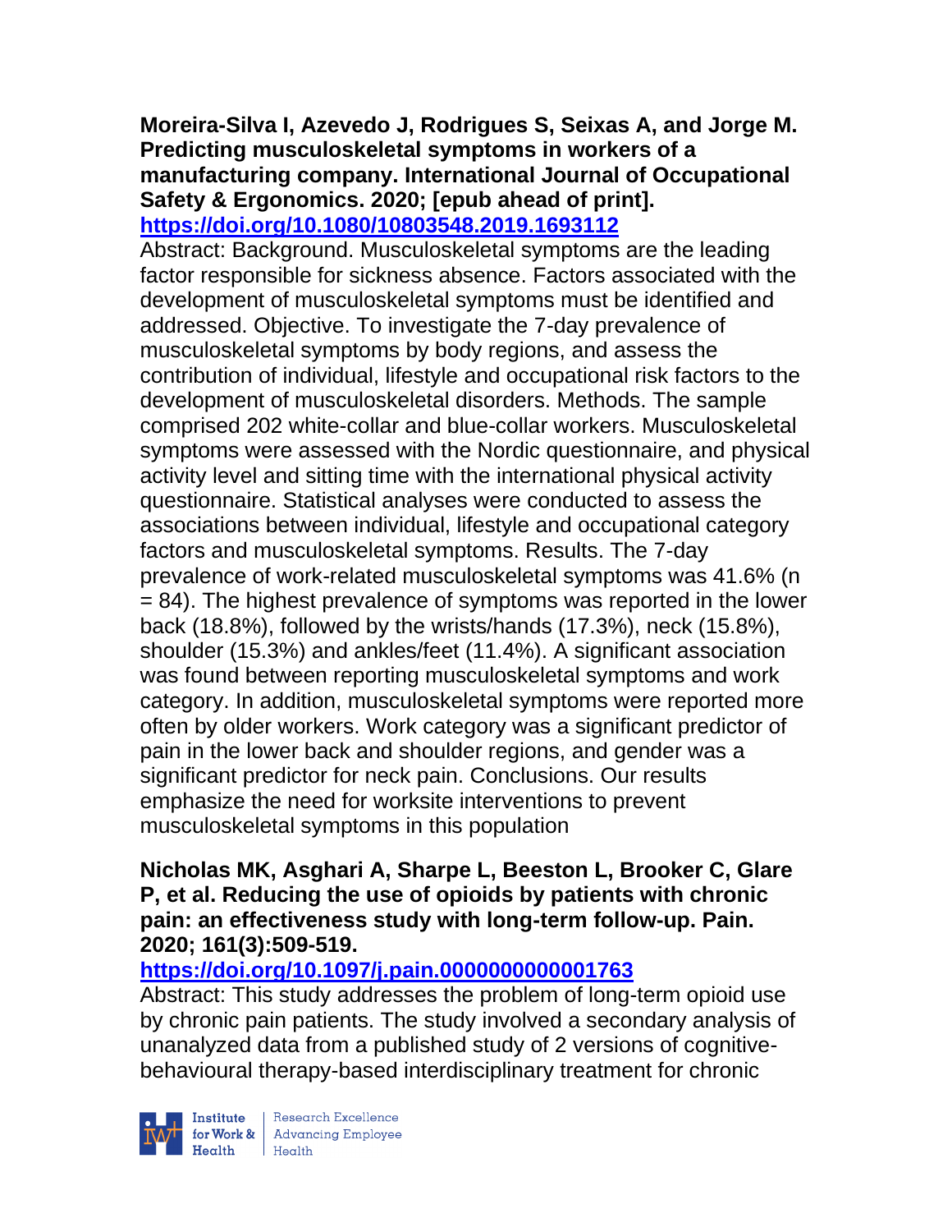**Moreira-Silva I, Azevedo J, Rodrigues S, Seixas A, and Jorge M. Predicting musculoskeletal symptoms in workers of a manufacturing company. International Journal of Occupational Safety & Ergonomics. 2020; [epub ahead of print].**
**https://doi.org/10.1080/10803548.2019.1693112**

Abstract: Background. Musculoskeletal symptoms are the leading factor responsible for sickness absence. Factors associated with the development of musculoskeletal symptoms must be identified and addressed. Objective. To investigate the 7-day prevalence of musculoskeletal symptoms by body regions, and assess the contribution of individual, lifestyle and occupational risk factors to the development of musculoskeletal disorders. Methods. The sample comprised 202 white-collar and blue-collar workers. Musculoskeletal symptoms were assessed with the Nordic questionnaire, and physical activity level and sitting time with the international physical activity questionnaire. Statistical analyses were conducted to assess the associations between individual, lifestyle and occupational category factors and musculoskeletal symptoms. Results. The 7-day prevalence of work-related musculoskeletal symptoms was 41.6% (n = 84). The highest prevalence of symptoms was reported in the lower back (18.8%), followed by the wrists/hands (17.3%), neck (15.8%), shoulder (15.3%) and ankles/feet (11.4%). A significant association was found between reporting musculoskeletal symptoms and work category. In addition, musculoskeletal symptoms were reported more often by older workers. Work category was a significant predictor of pain in the lower back and shoulder regions, and gender was a significant predictor for neck pain. Conclusions. Our results emphasize the need for worksite interventions to prevent musculoskeletal symptoms in this population

**Nicholas MK, Asghari A, Sharpe L, Beeston L, Brooker C, Glare P, et al. Reducing the use of opioids by patients with chronic pain: an effectiveness study with long-term follow-up. Pain. 2020; 161(3):509-519.**
**https://doi.org/10.1097/j.pain.0000000000001763**

Abstract: This study addresses the problem of long-term opioid use by chronic pain patients. The study involved a secondary analysis of unanalyzed data from a published study of 2 versions of cognitive-behavioural therapy-based interdisciplinary treatment for chronic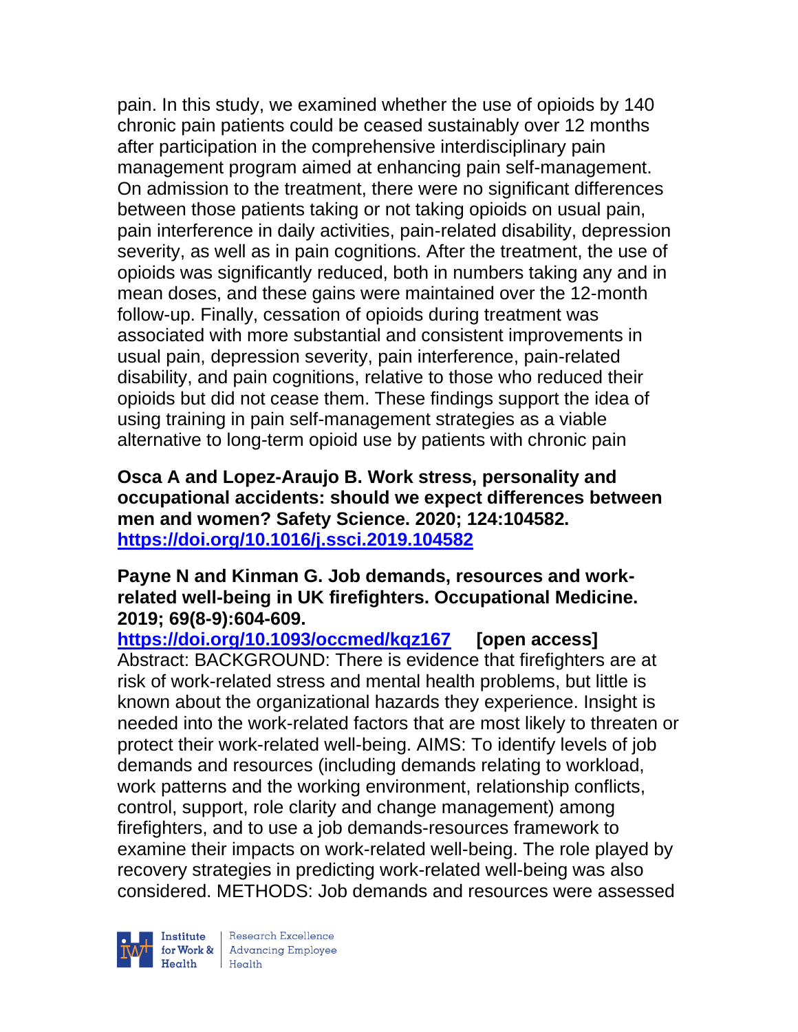pain. In this study, we examined whether the use of opioids by 140 chronic pain patients could be ceased sustainably over 12 months after participation in the comprehensive interdisciplinary pain management program aimed at enhancing pain self-management. On admission to the treatment, there were no significant differences between those patients taking or not taking opioids on usual pain, pain interference in daily activities, pain-related disability, depression severity, as well as in pain cognitions. After the treatment, the use of opioids was significantly reduced, both in numbers taking any and in mean doses, and these gains were maintained over the 12-month follow-up. Finally, cessation of opioids during treatment was associated with more substantial and consistent improvements in usual pain, depression severity, pain interference, pain-related disability, and pain cognitions, relative to those who reduced their opioids but did not cease them. These findings support the idea of using training in pain self-management strategies as a viable alternative to long-term opioid use by patients with chronic pain

**Osca A and Lopez-Araujo B. Work stress, personality and occupational accidents: should we expect differences between men and women? Safety Science. 2020; 124:104582. https://doi.org/10.1016/j.ssci.2019.104582**

**Payne N and Kinman G. Job demands, resources and work-related well-being in UK firefighters. Occupational Medicine. 2019; 69(8-9):604-609.**
**https://doi.org/10.1093/occmed/kqz167 [open access]**
Abstract: BACKGROUND: There is evidence that firefighters are at risk of work-related stress and mental health problems, but little is known about the organizational hazards they experience. Insight is needed into the work-related factors that are most likely to threaten or protect their work-related well-being. AIMS: To identify levels of job demands and resources (including demands relating to workload, work patterns and the working environment, relationship conflicts, control, support, role clarity and change management) among firefighters, and to use a job demands-resources framework to examine their impacts on work-related well-being. The role played by recovery strategies in predicting work-related well-being was also considered. METHODS: Job demands and resources were assessed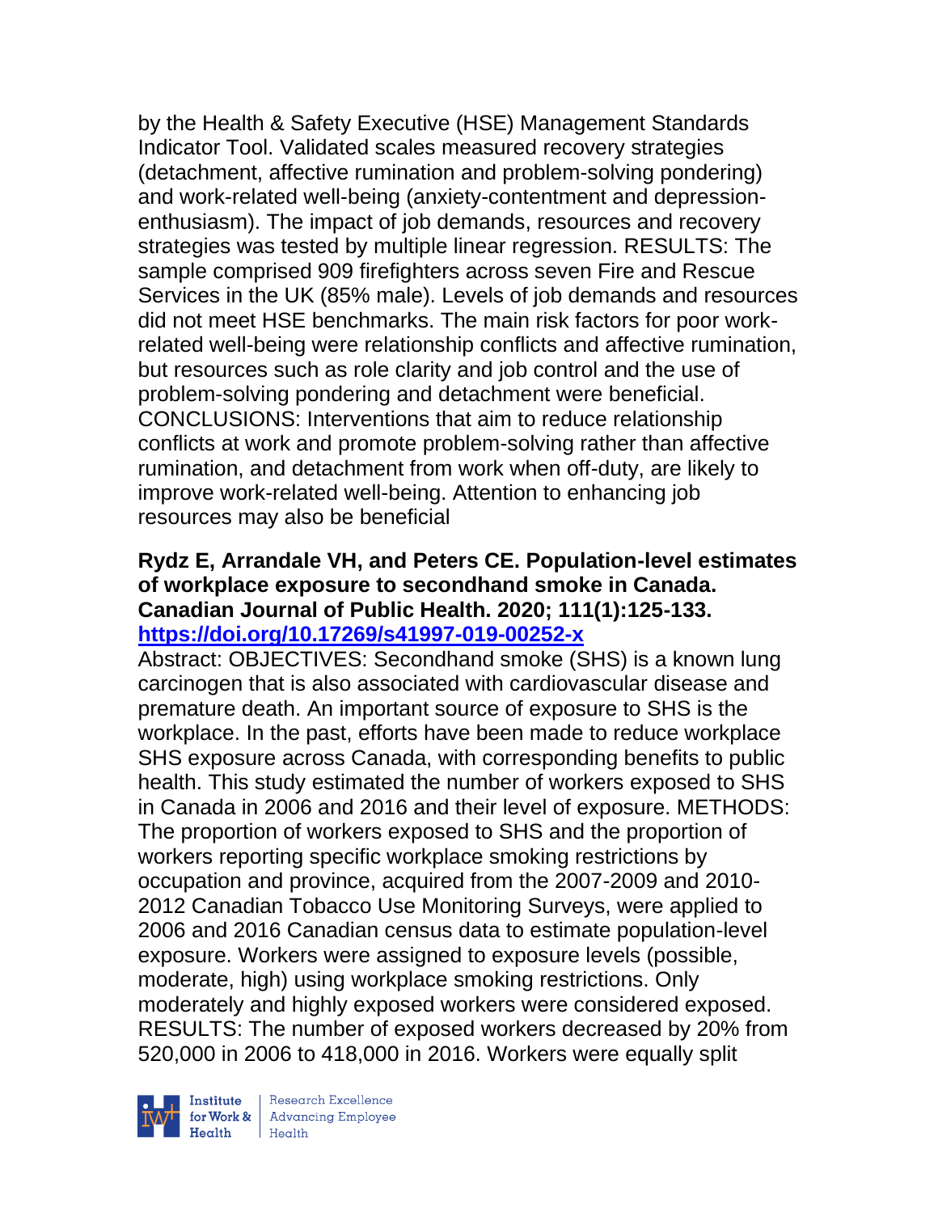by the Health & Safety Executive (HSE) Management Standards Indicator Tool. Validated scales measured recovery strategies (detachment, affective rumination and problem-solving pondering) and work-related well-being (anxiety-contentment and depression-enthusiasm). The impact of job demands, resources and recovery strategies was tested by multiple linear regression. RESULTS: The sample comprised 909 firefighters across seven Fire and Rescue Services in the UK (85% male). Levels of job demands and resources did not meet HSE benchmarks. The main risk factors for poor work-related well-being were relationship conflicts and affective rumination, but resources such as role clarity and job control and the use of problem-solving pondering and detachment were beneficial. CONCLUSIONS: Interventions that aim to reduce relationship conflicts at work and promote problem-solving rather than affective rumination, and detachment from work when off-duty, are likely to improve work-related well-being. Attention to enhancing job resources may also be beneficial

**Rydz E, Arrandale VH, and Peters CE. Population-level estimates of workplace exposure to secondhand smoke in Canada. Canadian Journal of Public Health. 2020; 111(1):125-133. https://doi.org/10.17269/s41997-019-00252-x**

Abstract: OBJECTIVES: Secondhand smoke (SHS) is a known lung carcinogen that is also associated with cardiovascular disease and premature death. An important source of exposure to SHS is the workplace. In the past, efforts have been made to reduce workplace SHS exposure across Canada, with corresponding benefits to public health. This study estimated the number of workers exposed to SHS in Canada in 2006 and 2016 and their level of exposure. METHODS: The proportion of workers exposed to SHS and the proportion of workers reporting specific workplace smoking restrictions by occupation and province, acquired from the 2007-2009 and 2010-2012 Canadian Tobacco Use Monitoring Surveys, were applied to 2006 and 2016 Canadian census data to estimate population-level exposure. Workers were assigned to exposure levels (possible, moderate, high) using workplace smoking restrictions. Only moderately and highly exposed workers were considered exposed. RESULTS: The number of exposed workers decreased by 20% from 520,000 in 2006 to 418,000 in 2016. Workers were equally split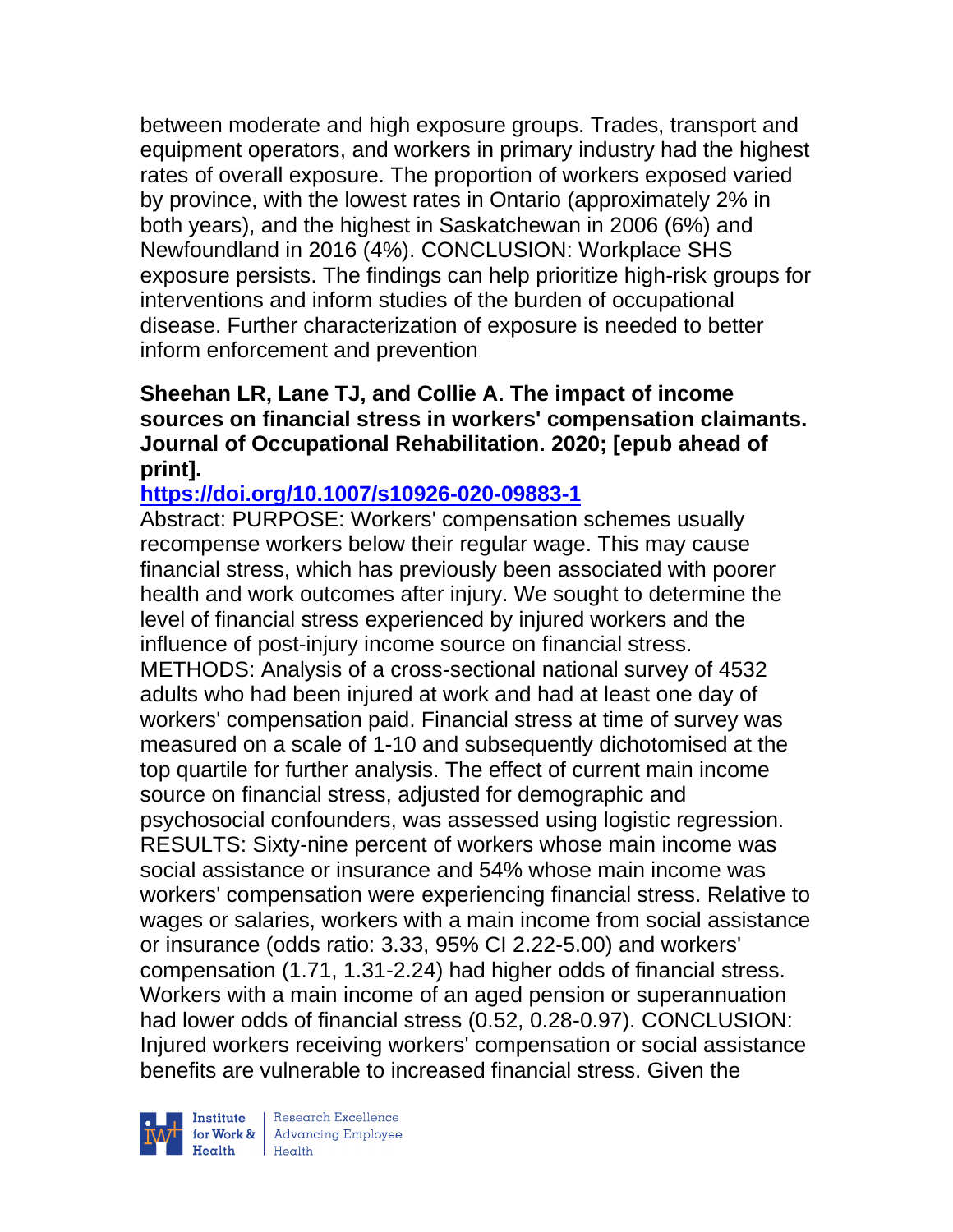between moderate and high exposure groups. Trades, transport and equipment operators, and workers in primary industry had the highest rates of overall exposure. The proportion of workers exposed varied by province, with the lowest rates in Ontario (approximately 2% in both years), and the highest in Saskatchewan in 2006 (6%) and Newfoundland in 2016 (4%). CONCLUSION: Workplace SHS exposure persists. The findings can help prioritize high-risk groups for interventions and inform studies of the burden of occupational disease. Further characterization of exposure is needed to better inform enforcement and prevention

**Sheehan LR, Lane TJ, and Collie A. The impact of income sources on financial stress in workers' compensation claimants. Journal of Occupational Rehabilitation. 2020; [epub ahead of print].**

**https://doi.org/10.1007/s10926-020-09883-1**

Abstract: PURPOSE: Workers' compensation schemes usually recompense workers below their regular wage. This may cause financial stress, which has previously been associated with poorer health and work outcomes after injury. We sought to determine the level of financial stress experienced by injured workers and the influence of post-injury income source on financial stress. METHODS: Analysis of a cross-sectional national survey of 4532 adults who had been injured at work and had at least one day of workers' compensation paid. Financial stress at time of survey was measured on a scale of 1-10 and subsequently dichotomised at the top quartile for further analysis. The effect of current main income source on financial stress, adjusted for demographic and psychosocial confounders, was assessed using logistic regression. RESULTS: Sixty-nine percent of workers whose main income was social assistance or insurance and 54% whose main income was workers' compensation were experiencing financial stress. Relative to wages or salaries, workers with a main income from social assistance or insurance (odds ratio: 3.33, 95% CI 2.22-5.00) and workers' compensation (1.71, 1.31-2.24) had higher odds of financial stress. Workers with a main income of an aged pension or superannuation had lower odds of financial stress (0.52, 0.28-0.97). CONCLUSION: Injured workers receiving workers' compensation or social assistance benefits are vulnerable to increased financial stress. Given the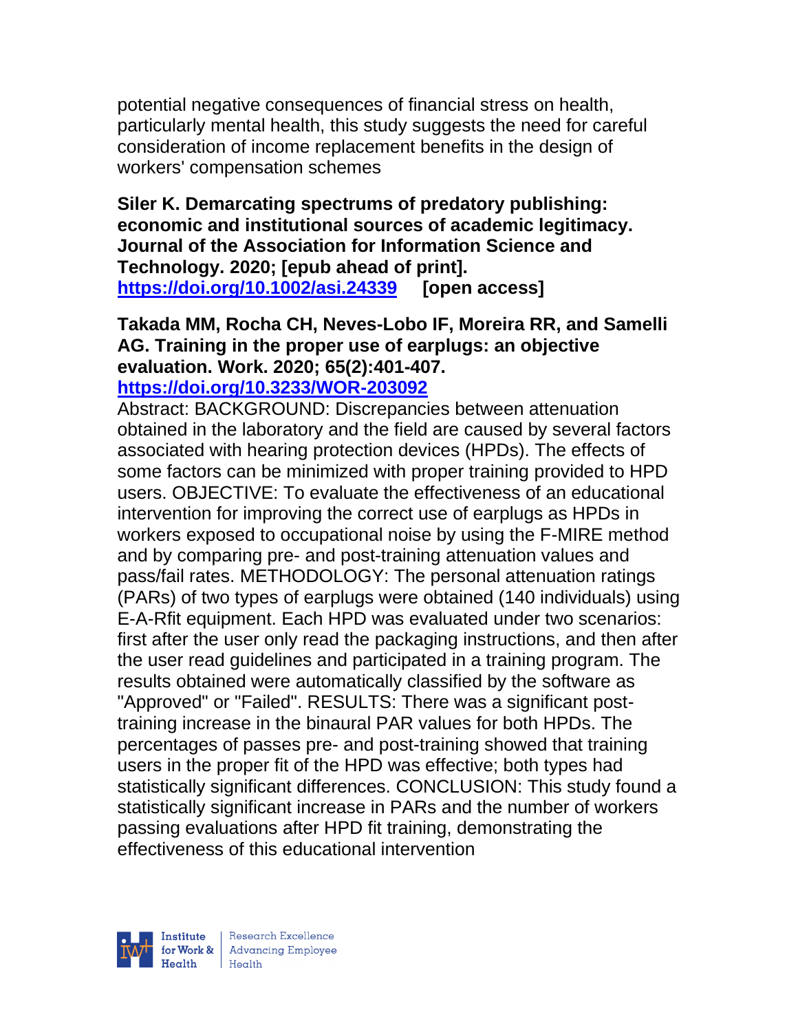potential negative consequences of financial stress on health, particularly mental health, this study suggests the need for careful consideration of income replacement benefits in the design of workers' compensation schemes

**Siler K. Demarcating spectrums of predatory publishing: economic and institutional sources of academic legitimacy. Journal of the Association for Information Science and Technology. 2020; [epub ahead of print].**
**https://doi.org/10.1002/asi.24339 [open access]**

**Takada MM, Rocha CH, Neves-Lobo IF, Moreira RR, and Samelli AG. Training in the proper use of earplugs: an objective evaluation. Work. 2020; 65(2):401-407.**
**https://doi.org/10.3233/WOR-203092**

Abstract: BACKGROUND: Discrepancies between attenuation obtained in the laboratory and the field are caused by several factors associated with hearing protection devices (HPDs). The effects of some factors can be minimized with proper training provided to HPD users. OBJECTIVE: To evaluate the effectiveness of an educational intervention for improving the correct use of earplugs as HPDs in workers exposed to occupational noise by using the F-MIRE method and by comparing pre- and post-training attenuation values and pass/fail rates. METHODOLOGY: The personal attenuation ratings (PARs) of two types of earplugs were obtained (140 individuals) using E-A-Rfit equipment. Each HPD was evaluated under two scenarios: first after the user only read the packaging instructions, and then after the user read guidelines and participated in a training program. The results obtained were automatically classified by the software as "Approved" or "Failed". RESULTS: There was a significant post-training increase in the binaural PAR values for both HPDs. The percentages of passes pre- and post-training showed that training users in the proper fit of the HPD was effective; both types had statistically significant differences. CONCLUSION: This study found a statistically significant increase in PARs and the number of workers passing evaluations after HPD fit training, demonstrating the effectiveness of this educational intervention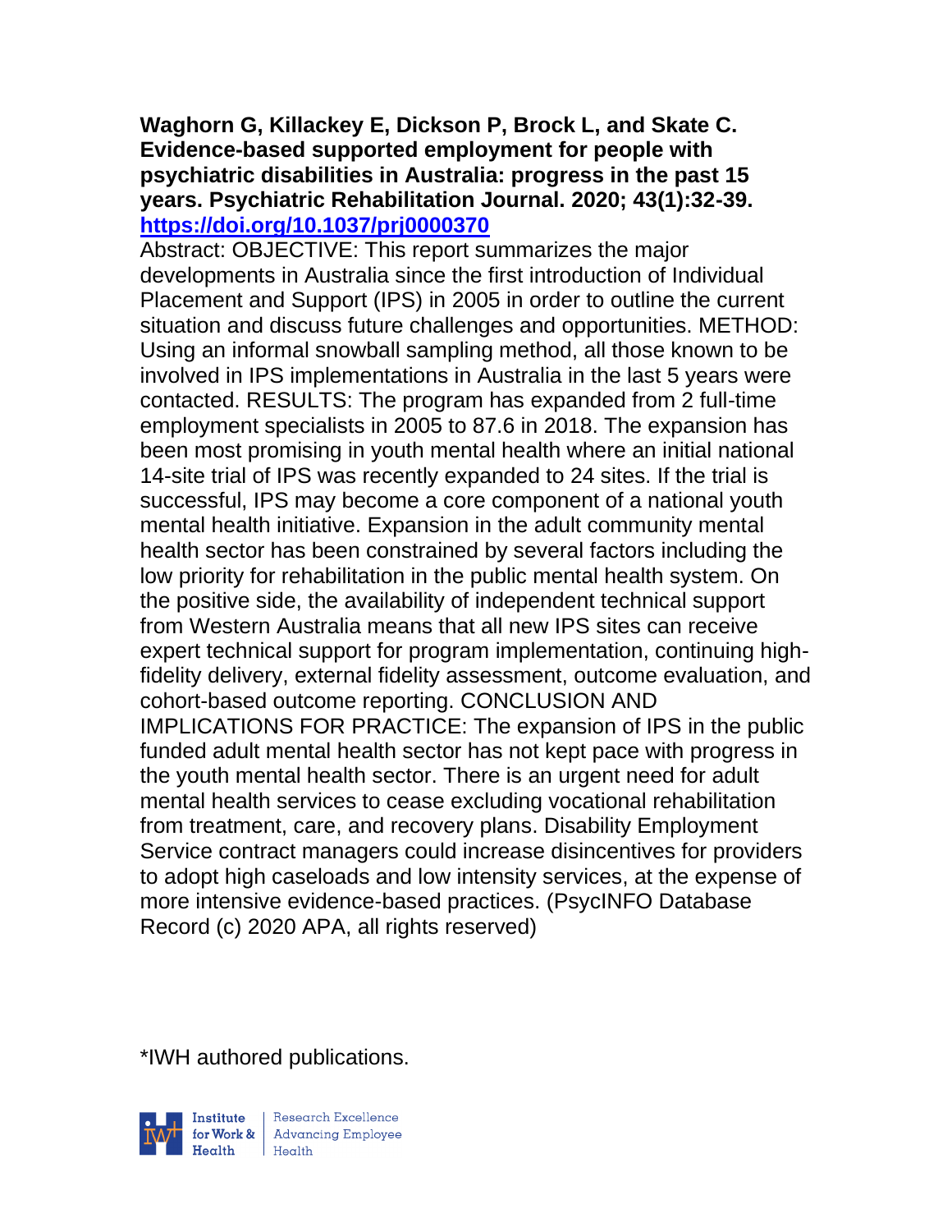**Waghorn G, Killackey E, Dickson P, Brock L, and Skate C. Evidence-based supported employment for people with psychiatric disabilities in Australia: progress in the past 15 years. Psychiatric Rehabilitation Journal. 2020; 43(1):32-39. https://doi.org/10.1037/prj0000370**

Abstract: OBJECTIVE: This report summarizes the major developments in Australia since the first introduction of Individual Placement and Support (IPS) in 2005 in order to outline the current situation and discuss future challenges and opportunities. METHOD: Using an informal snowball sampling method, all those known to be involved in IPS implementations in Australia in the last 5 years were contacted. RESULTS: The program has expanded from 2 full-time employment specialists in 2005 to 87.6 in 2018. The expansion has been most promising in youth mental health where an initial national 14-site trial of IPS was recently expanded to 24 sites. If the trial is successful, IPS may become a core component of a national youth mental health initiative. Expansion in the adult community mental health sector has been constrained by several factors including the low priority for rehabilitation in the public mental health system. On the positive side, the availability of independent technical support from Western Australia means that all new IPS sites can receive expert technical support for program implementation, continuing high-fidelity delivery, external fidelity assessment, outcome evaluation, and cohort-based outcome reporting. CONCLUSION AND IMPLICATIONS FOR PRACTICE: The expansion of IPS in the public funded adult mental health sector has not kept pace with progress in the youth mental health sector. There is an urgent need for adult mental health services to cease excluding vocational rehabilitation from treatment, care, and recovery plans. Disability Employment Service contract managers could increase disincentives for providers to adopt high caseloads and low intensity services, at the expense of more intensive evidence-based practices. (PsycINFO Database Record (c) 2020 APA, all rights reserved)

*IWH authored publications.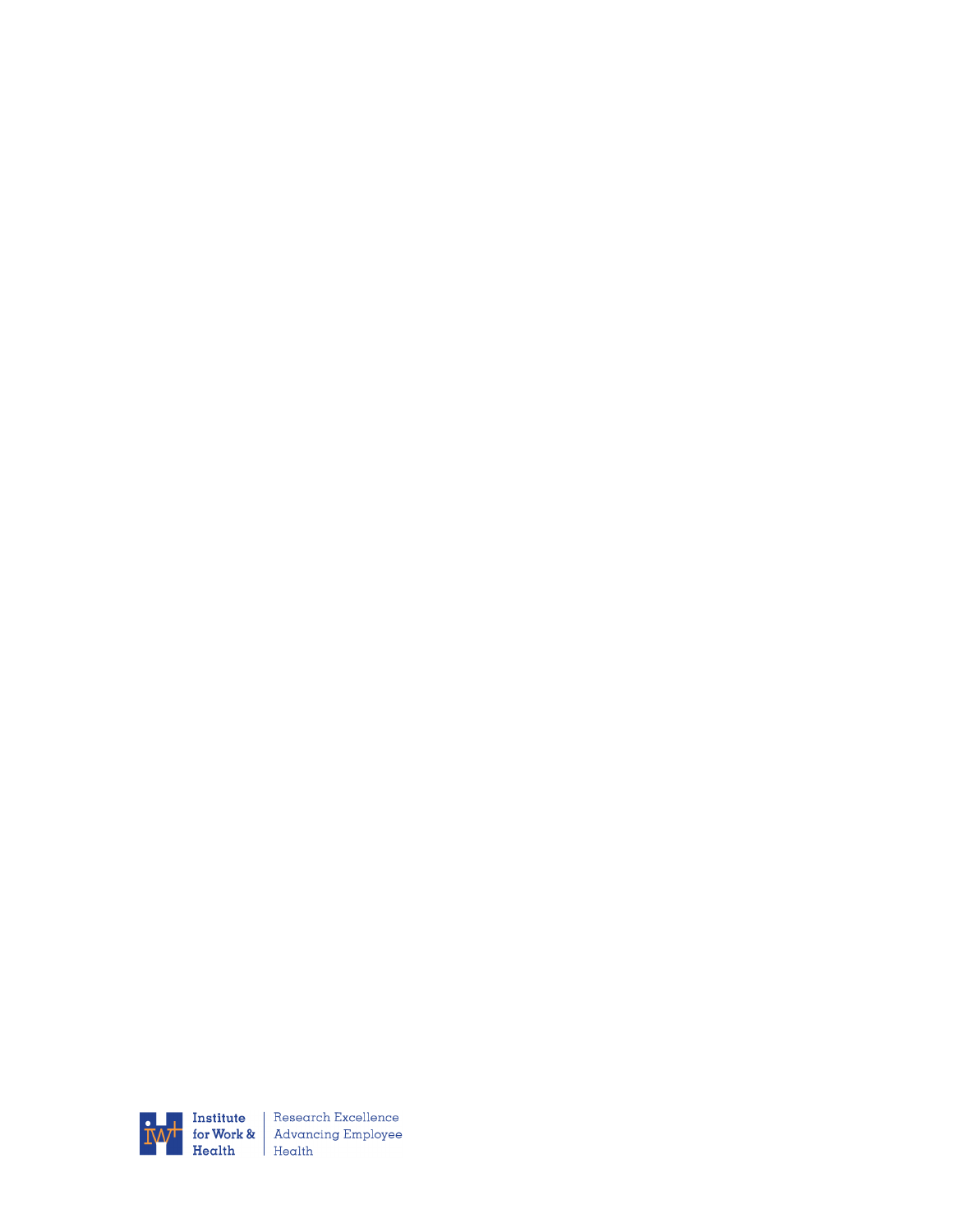Institute for Work & Health

Research Excellence Advancing Employee Health